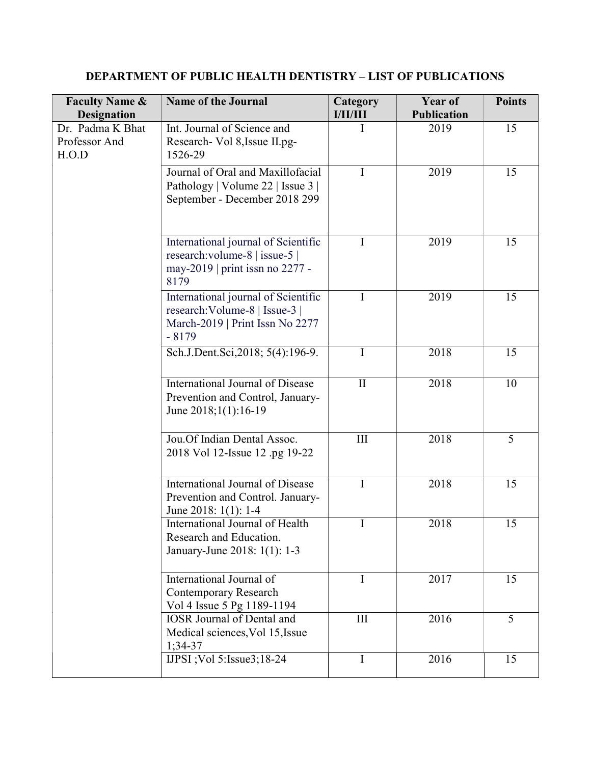**DEPARTMENT OF PUBLIC HEALTH DENTISTRY – LIST OF PUBLICATIONS**

| Faculty Name & Designation | Name of the Journal | Category I/II/III | Year of Publication | Points |
|---|---|---|---|---|
| Dr. Padma K Bhat Professor And H.O.D | Int. Journal of Science and Research- Vol 8,Issue II.pg-1526-29 | I | 2019 | 15 |
| | Journal of Oral and Maxillofacial Pathology \| Volume 22 \| Issue 3 \| September - December 2018 299 | I | 2019 | 15 |
| | International journal of Scientific research:volume-8 \| issue-5 \| may-2019 \| print issn no 2277 - 8179 | I | 2019 | 15 |
| | International journal of Scientific research:Volume-8 \| Issue-3 \| March-2019 \| Print Issn No 2277 - 8179 | I | 2019 | 15 |
| | Sch.J.Dent.Sci,2018; 5(4):196-9. | I | 2018 | 15 |
| | International Journal of Disease Prevention and Control, January-June 2018;1(1):16-19 | II | 2018 | 10 |
| | Jou.Of Indian Dental Assoc. 2018 Vol 12-Issue 12 .pg 19-22 | III | 2018 | 5 |
| | International Journal of Disease Prevention and Control. January-June 2018: 1(1): 1-4 | I | 2018 | 15 |
| | International Journal of Health Research and Education. January-June 2018: 1(1): 1-3 | I | 2018 | 15 |
| | International Journal of Contemporary Research Vol 4 Issue 5 Pg 1189-1194 | I | 2017 | 15 |
| | IOSR Journal of Dental and Medical sciences,Vol 15,Issue 1;34-37 | III | 2016 | 5 |
| | IJPSI ;Vol 5:Issue3;18-24 | I | 2016 | 15 |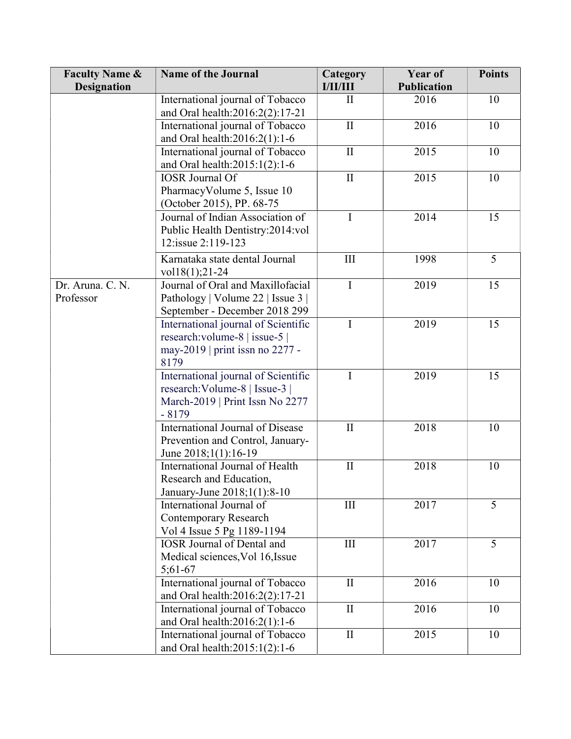| Faculty Name & Designation | Name of the Journal | Category I/II/III | Year of Publication | Points |
|---|---|---|---|---|
| | International journal of Tobacco and Oral health:2016:2(2):17-21 | II | 2016 | 10 |
| | International journal of Tobacco and Oral health:2016:2(1):1-6 | II | 2016 | 10 |
| | International journal of Tobacco and Oral health:2015:1(2):1-6 | II | 2015 | 10 |
| | IOSR Journal Of PharmacyVolume 5, Issue 10 (October 2015), PP. 68-75 | II | 2015 | 10 |
| | Journal of Indian Association of Public Health Dentistry:2014:vol 12:issue 2:119-123 | I | 2014 | 15 |
| | Karnataka state dental Journal vol18(1);21-24 | III | 1998 | 5 |
| Dr. Aruna. C. N. Professor | Journal of Oral and Maxillofacial Pathology \| Volume 22 \| Issue 3 \| September - December 2018 299 | I | 2019 | 15 |
| | International journal of Scientific research:volume-8 \| issue-5 \| may-2019 \| print issn no 2277 - 8179 | I | 2019 | 15 |
| | International journal of Scientific research:Volume-8 \| Issue-3 \| March-2019 \| Print Issn No 2277 - 8179 | I | 2019 | 15 |
| | International Journal of Disease Prevention and Control, January-June 2018;1(1):16-19 | II | 2018 | 10 |
| | International Journal of Health Research and Education, January-June 2018;1(1):8-10 | II | 2018 | 10 |
| | International Journal of Contemporary Research Vol 4 Issue 5 Pg 1189-1194 | III | 2017 | 5 |
| | IOSR Journal of Dental and Medical sciences,Vol 16,Issue 5;61-67 | III | 2017 | 5 |
| | International journal of Tobacco and Oral health:2016:2(2):17-21 | II | 2016 | 10 |
| | International journal of Tobacco and Oral health:2016:2(1):1-6 | II | 2016 | 10 |
| | International journal of Tobacco and Oral health:2015:1(2):1-6 | II | 2015 | 10 |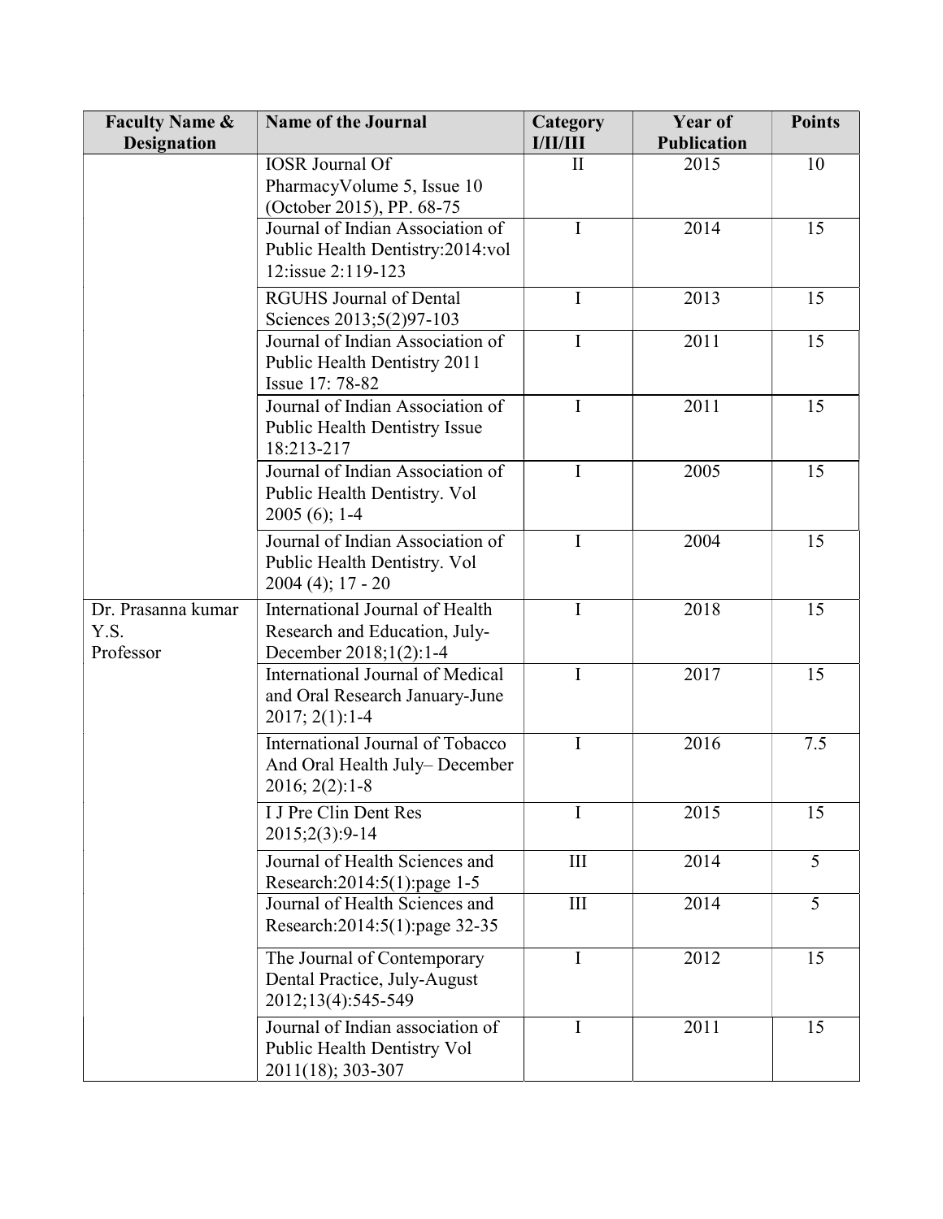| Faculty Name & Designation | Name of the Journal | Category I/II/III | Year of Publication | Points |
|---|---|---|---|---|
| | IOSR Journal Of PharmacyVolume 5, Issue 10 (October 2015), PP. 68-75 | II | 2015 | 10 |
| | Journal of Indian Association of Public Health Dentistry:2014:vol 12:issue 2:119-123 | I | 2014 | 15 |
| | RGUHS Journal of Dental Sciences 2013;5(2)97-103 | I | 2013 | 15 |
| | Journal of Indian Association of Public Health Dentistry 2011 Issue 17: 78-82 | I | 2011 | 15 |
| | Journal of Indian Association of Public Health Dentistry Issue 18:213-217 | I | 2011 | 15 |
| | Journal of Indian Association of Public Health Dentistry. Vol 2005 (6); 1-4 | I | 2005 | 15 |
| | Journal of Indian Association of Public Health Dentistry. Vol 2004 (4); 17 - 20 | I | 2004 | 15 |
| Dr. Prasanna kumar Y.S. Professor | International Journal of Health Research and Education, July-December 2018;1(2):1-4 | I | 2018 | 15 |
| | International Journal of Medical and Oral Research January-June 2017; 2(1):1-4 | I | 2017 | 15 |
| | International Journal of Tobacco And Oral Health July– December 2016; 2(2):1-8 | I | 2016 | 7.5 |
| | I J Pre Clin Dent Res 2015;2(3):9-14 | I | 2015 | 15 |
| | Journal of Health Sciences and Research:2014:5(1):page 1-5 | III | 2014 | 5 |
| | Journal of Health Sciences and Research:2014:5(1):page 32-35 | III | 2014 | 5 |
| | The Journal of Contemporary Dental Practice, July-August 2012;13(4):545-549 | I | 2012 | 15 |
| | Journal of Indian association of Public Health Dentistry Vol 2011(18); 303-307 | I | 2011 | 15 |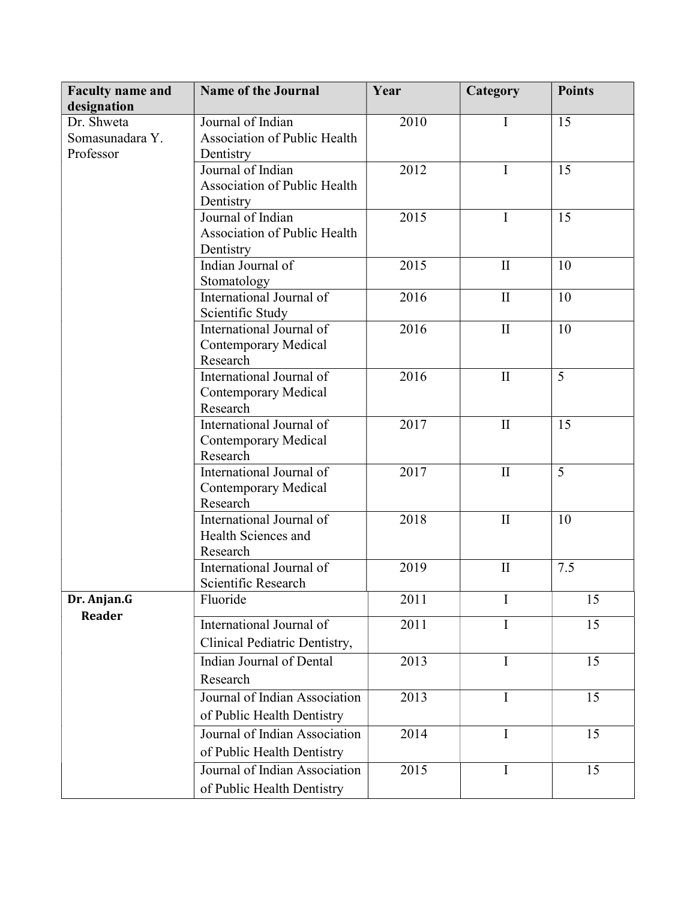| Faculty name and designation | Name of the Journal | Year | Category | Points |
|---|---|---|---|---|
| Dr. Shweta Somasunadara Y. Professor | Journal of Indian Association of Public Health Dentistry | 2010 | I | 15 |
| | Journal of Indian Association of Public Health Dentistry | 2012 | I | 15 |
| | Journal of Indian Association of Public Health Dentistry | 2015 | I | 15 |
| | Indian Journal of Stomatology | 2015 | II | 10 |
| | International Journal of Scientific Study | 2016 | II | 10 |
| | International Journal of Contemporary Medical Research | 2016 | II | 10 |
| | International Journal of Contemporary Medical Research | 2016 | II | 5 |
| | International Journal of Contemporary Medical Research | 2017 | II | 15 |
| | International Journal of Contemporary Medical Research | 2017 | II | 5 |
| | International Journal of Health Sciences and Research | 2018 | II | 10 |
| | International Journal of Scientific Research | 2019 | II | 7.5 |
| **Dr. Anjan.G Reader** | Fluoride | 2011 | I | 15 |
| | International Journal of Clinical Pediatric Dentistry, | 2011 | I | 15 |
| | Indian Journal of Dental Research | 2013 | I | 15 |
| | Journal of Indian Association of Public Health Dentistry | 2013 | I | 15 |
| | Journal of Indian Association of Public Health Dentistry | 2014 | I | 15 |
| | Journal of Indian Association of Public Health Dentistry | 2015 | I | 15 |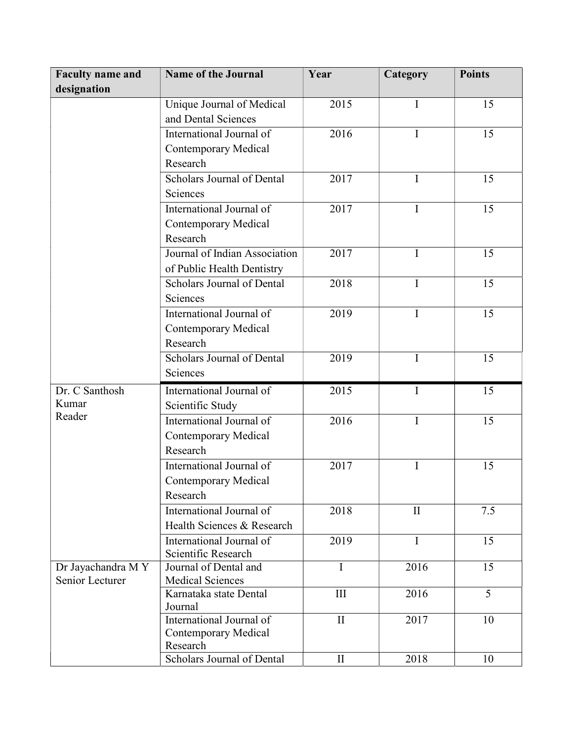| Faculty name and designation | Name of the Journal | Year | Category | Points |
|---|---|---|---|---|
| | Unique Journal of Medical and Dental Sciences | 2015 | I | 15 |
| | International Journal of Contemporary Medical Research | 2016 | I | 15 |
| | Scholars Journal of Dental Sciences | 2017 | I | 15 |
| | International Journal of Contemporary Medical Research | 2017 | I | 15 |
| | Journal of Indian Association of Public Health Dentistry | 2017 | I | 15 |
| | Scholars Journal of Dental Sciences | 2018 | I | 15 |
| | International Journal of Contemporary Medical Research | 2019 | I | 15 |
| | Scholars Journal of Dental Sciences | 2019 | I | 15 |
| Dr. C Santhosh Kumar Reader | International Journal of Scientific Study | 2015 | I | 15 |
| | International Journal of Contemporary Medical Research | 2016 | I | 15 |
| | International Journal of Contemporary Medical Research | 2017 | I | 15 |
| | International Journal of Health Sciences & Research | 2018 | II | 7.5 |
| | International Journal of Scientific Research | 2019 | I | 15 |
| Dr Jayachandra M Y Senior Lecturer | Journal of Dental and Medical Sciences | I | 2016 | 15 |
| | Karnataka state Dental Journal | III | 2016 | 5 |
| | International Journal of Contemporary Medical Research | II | 2017 | 10 |
| | Scholars Journal of Dental | II | 2018 | 10 |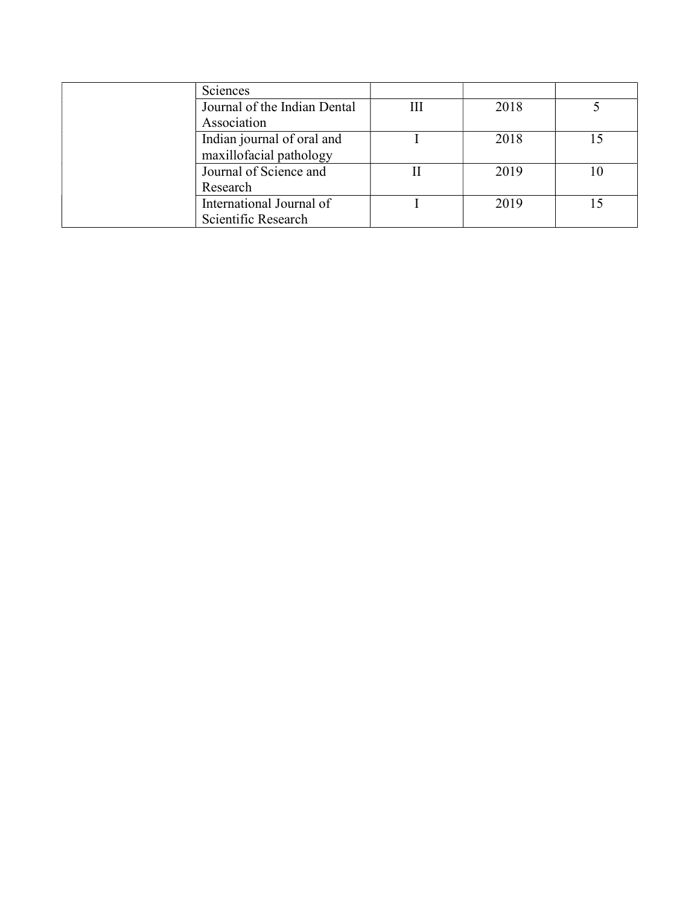| | | | | |
|---|---|---|---|---|
| | Sciences | | | |
| | Journal of the Indian Dental Association | III | 2018 | 5 |
| | Indian journal of oral and maxillofacial pathology | I | 2018 | 15 |
| | Journal of Science and Research | II | 2019 | 10 |
| | International Journal of Scientific Research | I | 2019 | 15 |